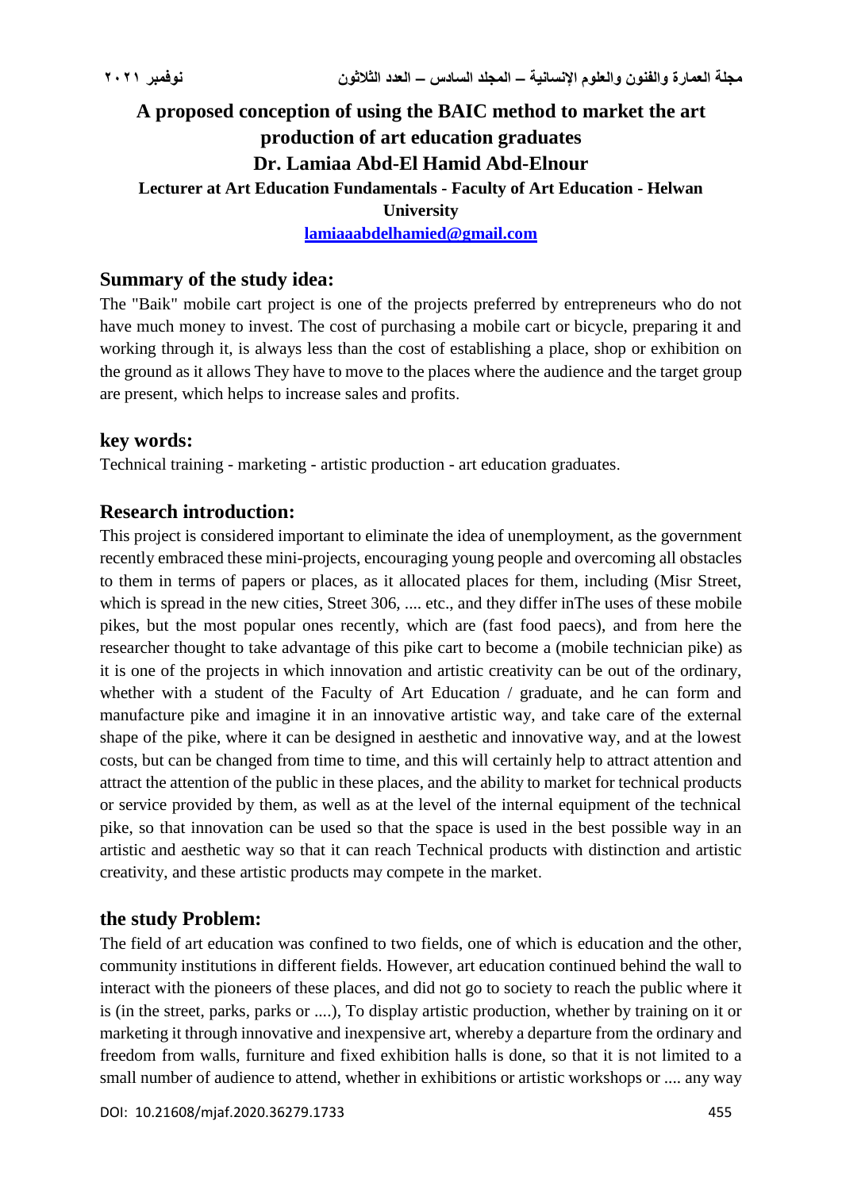# A proposed conception of using the BAIC method to market the art production of art education graduates

**Dr. Lamiaa Abd-El Hamid Abd-Elnour**

**Lecturer at Art Education Fundamentals - Faculty of Art Education - Helwan University**

**lamiaaabdelhamied@gmail.com**

## Summary of the study idea:

The "Baik" mobile cart project is one of the projects preferred by entrepreneurs who do not have much money to invest. The cost of purchasing a mobile cart or bicycle, preparing it and working through it, is always less than the cost of establishing a place, shop or exhibition on the ground as it allows They have to move to the places where the audience and the target group are present, which helps to increase sales and profits.

## key words:

Technical training - marketing - artistic production - art education graduates.

## Research introduction:

This project is considered important to eliminate the idea of unemployment, as the government recently embraced these mini-projects, encouraging young people and overcoming all obstacles to them in terms of papers or places, as it allocated places for them, including (Misr Street, which is spread in the new cities, Street 306, .... etc., and they differ inThe uses of these mobile pikes, but the most popular ones recently, which are (fast food paecs), and from here the researcher thought to take advantage of this pike cart to become a (mobile technician pike) as it is one of the projects in which innovation and artistic creativity can be out of the ordinary, whether with a student of the Faculty of Art Education / graduate, and he can form and manufacture pike and imagine it in an innovative artistic way, and take care of the external shape of the pike, where it can be designed in aesthetic and innovative way, and at the lowest costs, but can be changed from time to time, and this will certainly help to attract attention and attract the attention of the public in these places, and the ability to market for technical products or service provided by them, as well as at the level of the internal equipment of the technical pike, so that innovation can be used so that the space is used in the best possible way in an artistic and aesthetic way so that it can reach Technical products with distinction and artistic creativity, and these artistic products may compete in the market.

## the study Problem:

The field of art education was confined to two fields, one of which is education and the other, community institutions in different fields. However, art education continued behind the wall to interact with the pioneers of these places, and did not go to society to reach the public where it is (in the street, parks, parks or ....), To display artistic production, whether by training on it or marketing it through innovative and inexpensive art, whereby a departure from the ordinary and freedom from walls, furniture and fixed exhibition halls is done, so that it is not limited to a small number of audience to attend, whether in exhibitions or artistic workshops or .... any way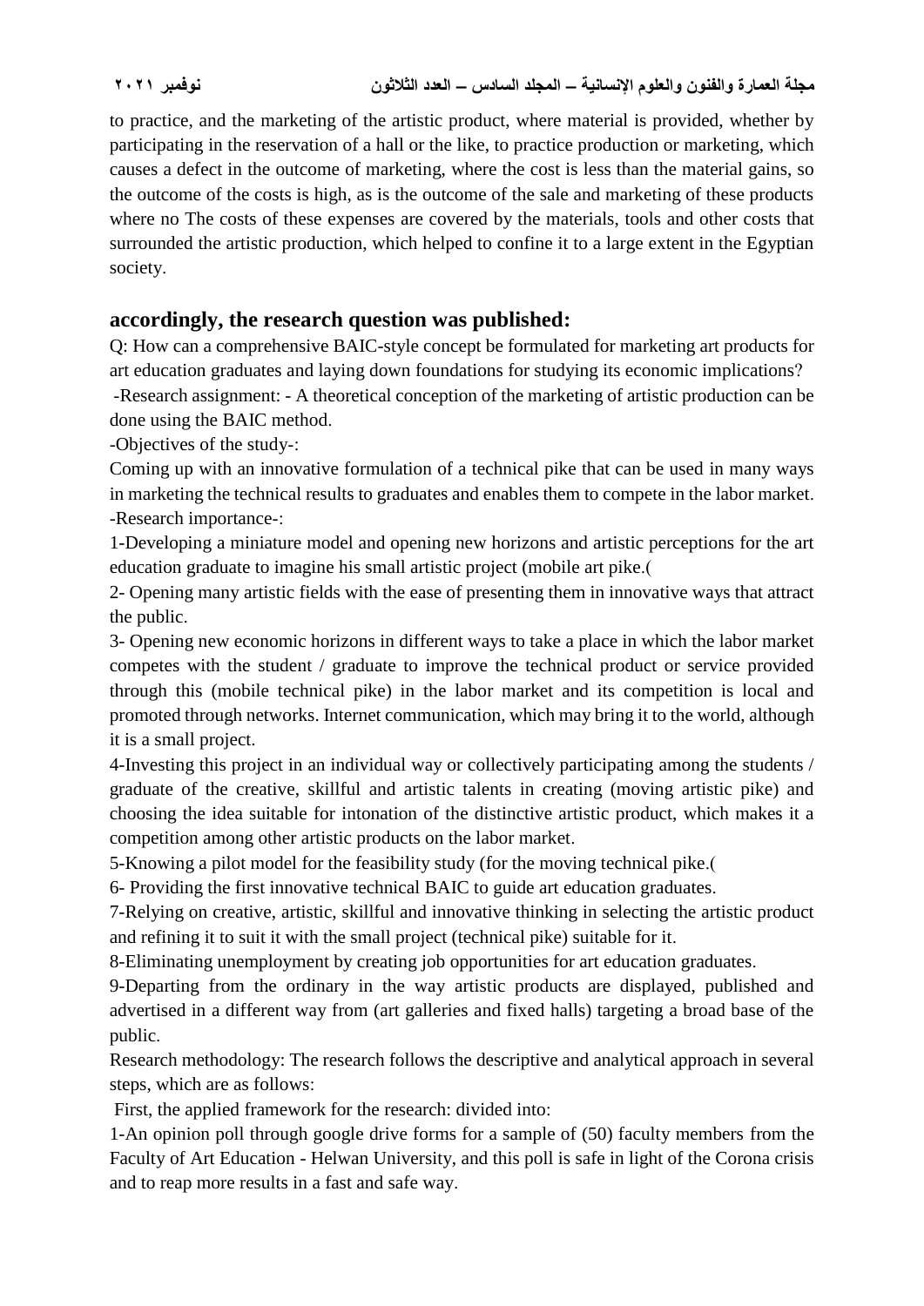to practice, and the marketing of the artistic product, where material is provided, whether by participating in the reservation of a hall or the like, to practice production or marketing, which causes a defect in the outcome of marketing, where the cost is less than the material gains, so the outcome of the costs is high, as is the outcome of the sale and marketing of these products where no The costs of these expenses are covered by the materials, tools and other costs that surrounded the artistic production, which helped to confine it to a large extent in the Egyptian society.

## accordingly, the research question was published:

Q: How can a comprehensive BAIC-style concept be formulated for marketing art products for art education graduates and laying down foundations for studying its economic implications?

-Research assignment: - A theoretical conception of the marketing of artistic production can be done using the BAIC method.

-Objectives of the study-:

Coming up with an innovative formulation of a technical pike that can be used in many ways in marketing the technical results to graduates and enables them to compete in the labor market.

-Research importance-:

1-Developing a miniature model and opening new horizons and artistic perceptions for the art education graduate to imagine his small artistic project (mobile art pike.(

2- Opening many artistic fields with the ease of presenting them in innovative ways that attract the public.

3- Opening new economic horizons in different ways to take a place in which the labor market competes with the student / graduate to improve the technical product or service provided through this (mobile technical pike) in the labor market and its competition is local and promoted through networks. Internet communication, which may bring it to the world, although it is a small project.

4-Investing this project in an individual way or collectively participating among the students / graduate of the creative, skillful and artistic talents in creating (moving artistic pike) and choosing the idea suitable for intonation of the distinctive artistic product, which makes it a competition among other artistic products on the labor market.

5-Knowing a pilot model for the feasibility study (for the moving technical pike.(

6- Providing the first innovative technical BAIC to guide art education graduates.

7-Relying on creative, artistic, skillful and innovative thinking in selecting the artistic product and refining it to suit it with the small project (technical pike) suitable for it.

8-Eliminating unemployment by creating job opportunities for art education graduates.

9-Departing from the ordinary in the way artistic products are displayed, published and advertised in a different way from (art galleries and fixed halls) targeting a broad base of the public.

Research methodology: The research follows the descriptive and analytical approach in several steps, which are as follows:

First, the applied framework for the research: divided into:

1-An opinion poll through google drive forms for a sample of (50) faculty members from the Faculty of Art Education - Helwan University, and this poll is safe in light of the Corona crisis and to reap more results in a fast and safe way.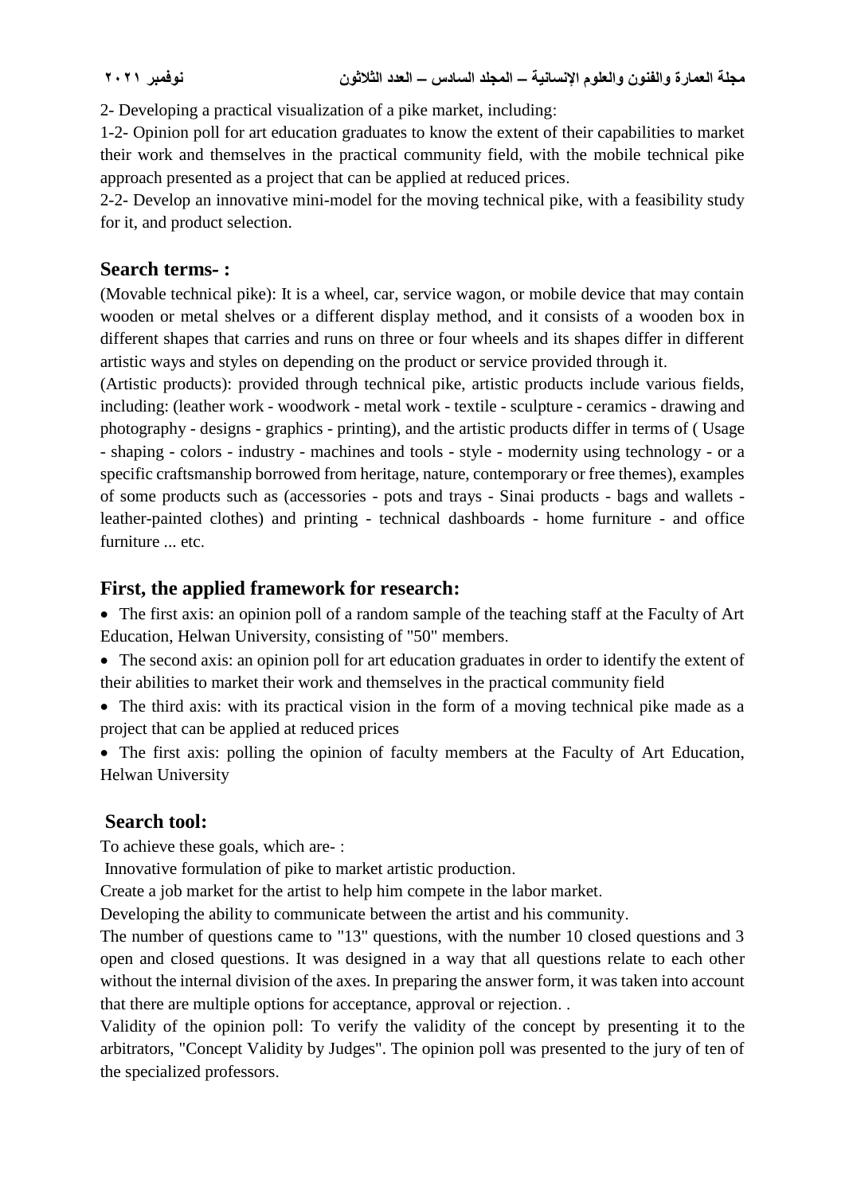2- Developing a practical visualization of a pike market, including:

1-2- Opinion poll for art education graduates to know the extent of their capabilities to market their work and themselves in the practical community field, with the mobile technical pike approach presented as a project that can be applied at reduced prices.

2-2- Develop an innovative mini-model for the moving technical pike, with a feasibility study for it, and product selection.

## Search terms- :

(Movable technical pike): It is a wheel, car, service wagon, or mobile device that may contain wooden or metal shelves or a different display method, and it consists of a wooden box in different shapes that carries and runs on three or four wheels and its shapes differ in different artistic ways and styles on depending on the product or service provided through it.

(Artistic products): provided through technical pike, artistic products include various fields, including: (leather work - woodwork - metal work - textile - sculpture - ceramics - drawing and photography - designs - graphics - printing), and the artistic products differ in terms of ( Usage - shaping - colors - industry - machines and tools - style - modernity using technology - or a specific craftsmanship borrowed from heritage, nature, contemporary or free themes), examples of some products such as (accessories - pots and trays - Sinai products - bags and wallets - leather-painted clothes) and printing - technical dashboards - home furniture - and office furniture ... etc.

## First, the applied framework for research:

- The first axis: an opinion poll of a random sample of the teaching staff at the Faculty of Art Education, Helwan University, consisting of "50" members.
- The second axis: an opinion poll for art education graduates in order to identify the extent of their abilities to market their work and themselves in the practical community field
- The third axis: with its practical vision in the form of a moving technical pike made as a project that can be applied at reduced prices
- The first axis: polling the opinion of faculty members at the Faculty of Art Education, Helwan University

## Search tool:

To achieve these goals, which are- :

Innovative formulation of pike to market artistic production.

Create a job market for the artist to help him compete in the labor market.

Developing the ability to communicate between the artist and his community.

The number of questions came to "13" questions, with the number 10 closed questions and 3 open and closed questions. It was designed in a way that all questions relate to each other without the internal division of the axes. In preparing the answer form, it was taken into account that there are multiple options for acceptance, approval or rejection. .

Validity of the opinion poll: To verify the validity of the concept by presenting it to the arbitrators, "Concept Validity by Judges". The opinion poll was presented to the jury of ten of the specialized professors.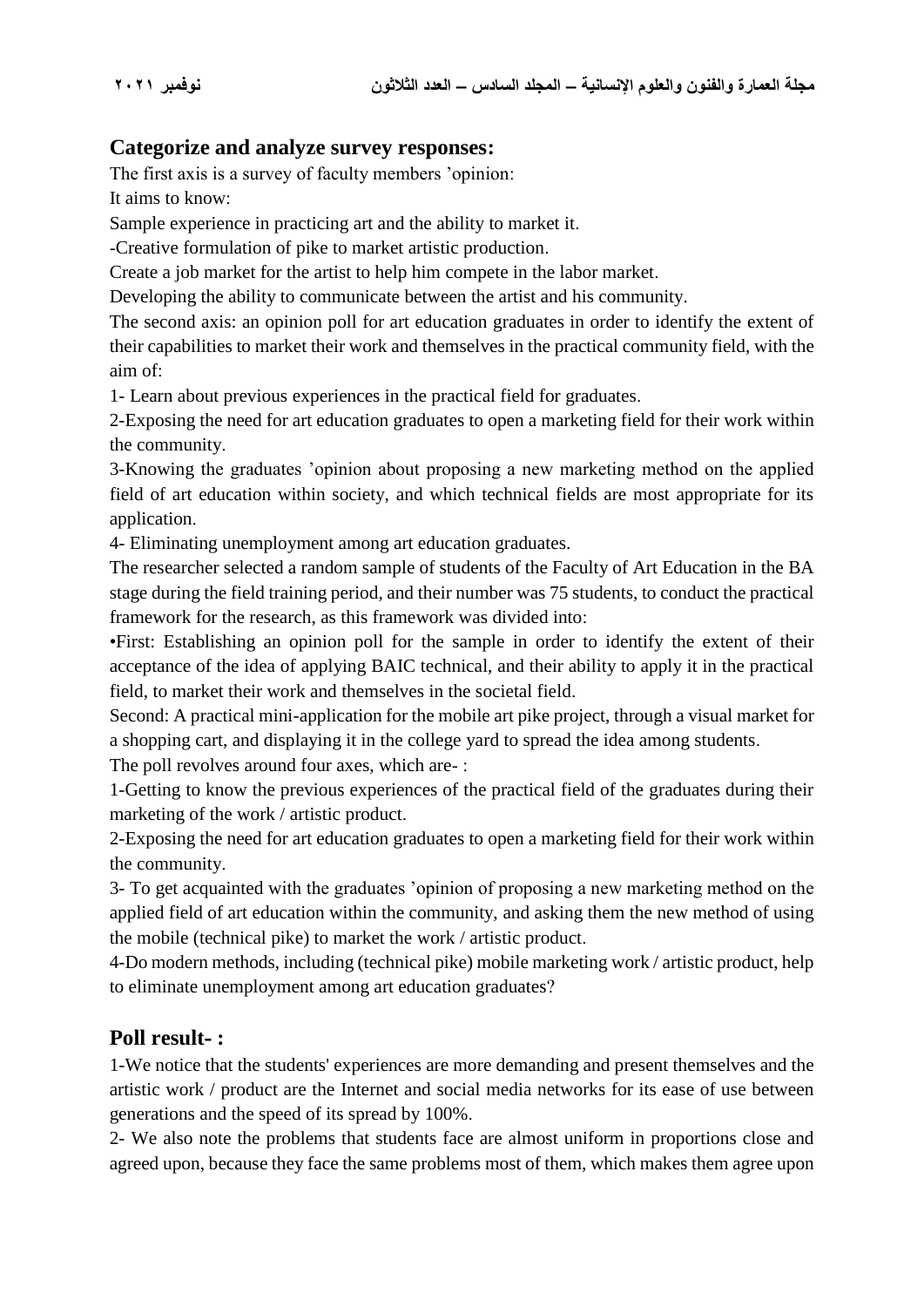## Categorize and analyze survey responses:

The first axis is a survey of faculty members 'opinion:

It aims to know:

Sample experience in practicing art and the ability to market it.

-Creative formulation of pike to market artistic production.

Create a job market for the artist to help him compete in the labor market.

Developing the ability to communicate between the artist and his community.

The second axis: an opinion poll for art education graduates in order to identify the extent of their capabilities to market their work and themselves in the practical community field, with the aim of:

1- Learn about previous experiences in the practical field for graduates.

2-Exposing the need for art education graduates to open a marketing field for their work within the community.

3-Knowing the graduates 'opinion about proposing a new marketing method on the applied field of art education within society, and which technical fields are most appropriate for its application.

4- Eliminating unemployment among art education graduates.

The researcher selected a random sample of students of the Faculty of Art Education in the BA stage during the field training period, and their number was 75 students, to conduct the practical framework for the research, as this framework was divided into:

•First: Establishing an opinion poll for the sample in order to identify the extent of their acceptance of the idea of applying BAIC technical, and their ability to apply it in the practical field, to market their work and themselves in the societal field.

Second: A practical mini-application for the mobile art pike project, through a visual market for a shopping cart, and displaying it in the college yard to spread the idea among students.

The poll revolves around four axes, which are- :

1-Getting to know the previous experiences of the practical field of the graduates during their marketing of the work / artistic product.

2-Exposing the need for art education graduates to open a marketing field for their work within the community.

3- To get acquainted with the graduates 'opinion of proposing a new marketing method on the applied field of art education within the community, and asking them the new method of using the mobile (technical pike) to market the work / artistic product.

4-Do modern methods, including (technical pike) mobile marketing work / artistic product, help to eliminate unemployment among art education graduates?

## Poll result- :

1-We notice that the students' experiences are more demanding and present themselves and the artistic work / product are the Internet and social media networks for its ease of use between generations and the speed of its spread by 100%.

2- We also note the problems that students face are almost uniform in proportions close and agreed upon, because they face the same problems most of them, which makes them agree upon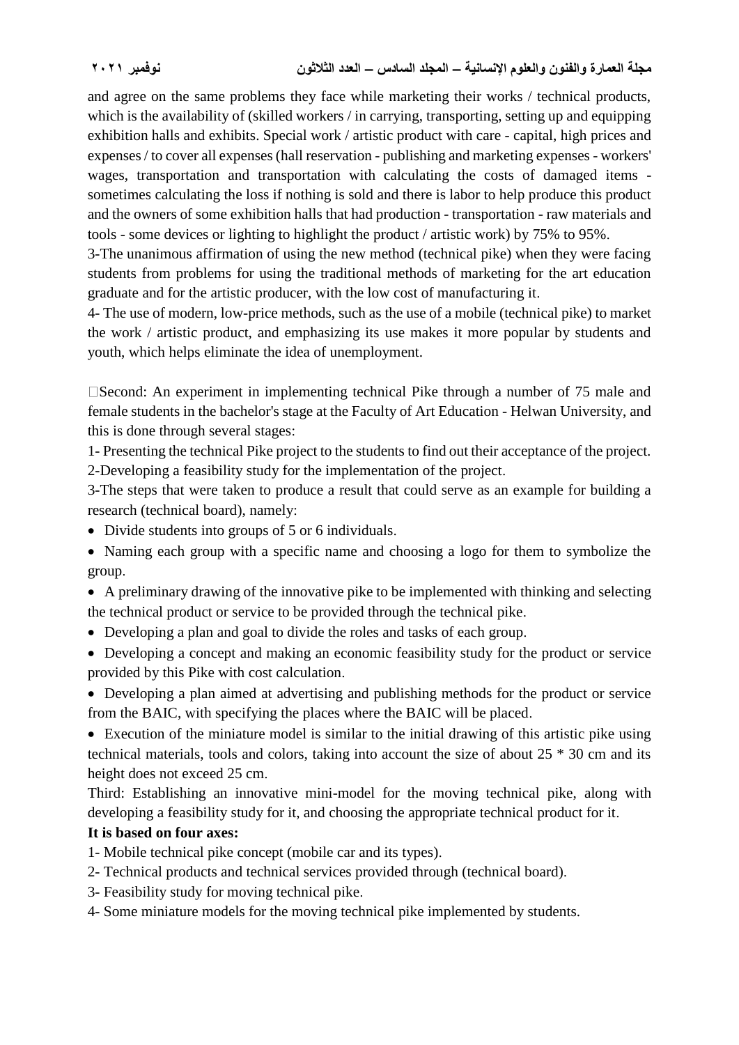and agree on the same problems they face while marketing their works / technical products, which is the availability of (skilled workers / in carrying, transporting, setting up and equipping exhibition halls and exhibits. Special work / artistic product with care - capital, high prices and expenses / to cover all expenses (hall reservation - publishing and marketing expenses - workers' wages, transportation and transportation with calculating the costs of damaged items - sometimes calculating the loss if nothing is sold and there is labor to help produce this product and the owners of some exhibition halls that had production - transportation - raw materials and tools - some devices or lighting to highlight the product / artistic work) by 75% to 95%.

3-The unanimous affirmation of using the new method (technical pike) when they were facing students from problems for using the traditional methods of marketing for the art education graduate and for the artistic producer, with the low cost of manufacturing it.

4- The use of modern, low-price methods, such as the use of a mobile (technical pike) to market the work / artistic product, and emphasizing its use makes it more popular by students and youth, which helps eliminate the idea of unemployment.

Second: An experiment in implementing technical Pike through a number of 75 male and female students in the bachelor's stage at the Faculty of Art Education - Helwan University, and this is done through several stages:

1- Presenting the technical Pike project to the students to find out their acceptance of the project.

2-Developing a feasibility study for the implementation of the project.

3-The steps that were taken to produce a result that could serve as an example for building a research (technical board), namely:

- Divide students into groups of 5 or 6 individuals.
- Naming each group with a specific name and choosing a logo for them to symbolize the group.
- A preliminary drawing of the innovative pike to be implemented with thinking and selecting the technical product or service to be provided through the technical pike.
- Developing a plan and goal to divide the roles and tasks of each group.
- Developing a concept and making an economic feasibility study for the product or service provided by this Pike with cost calculation.
- Developing a plan aimed at advertising and publishing methods for the product or service from the BAIC, with specifying the places where the BAIC will be placed.
- Execution of the miniature model is similar to the initial drawing of this artistic pike using technical materials, tools and colors, taking into account the size of about 25 * 30 cm and its height does not exceed 25 cm.

Third: Establishing an innovative mini-model for the moving technical pike, along with developing a feasibility study for it, and choosing the appropriate technical product for it.

**It is based on four axes:**

1- Mobile technical pike concept (mobile car and its types).

2- Technical products and technical services provided through (technical board).

3- Feasibility study for moving technical pike.

4- Some miniature models for the moving technical pike implemented by students.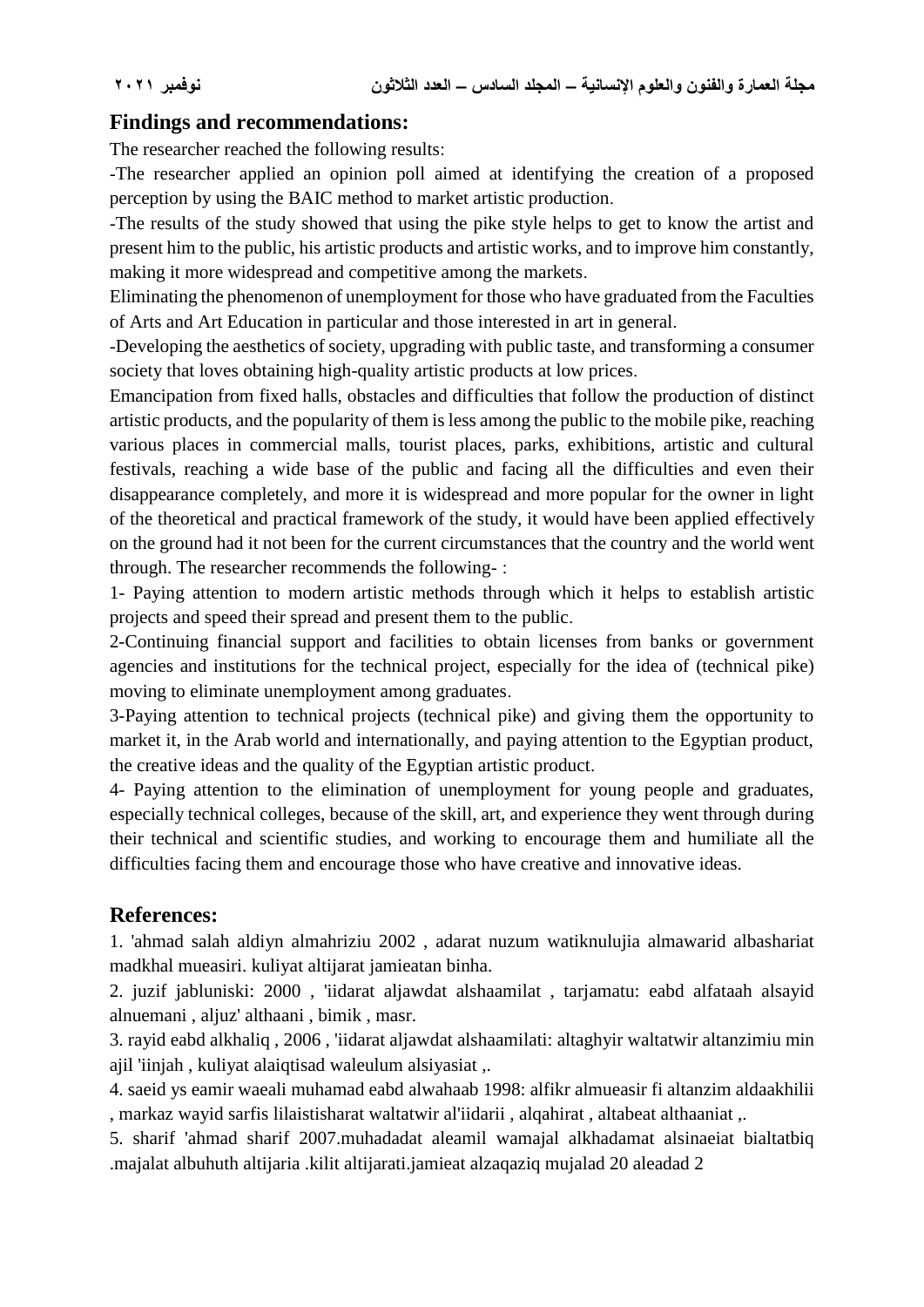## Findings and recommendations:

The researcher reached the following results:

-The researcher applied an opinion poll aimed at identifying the creation of a proposed perception by using the BAIC method to market artistic production.

-The results of the study showed that using the pike style helps to get to know the artist and present him to the public, his artistic products and artistic works, and to improve him constantly, making it more widespread and competitive among the markets.

Eliminating the phenomenon of unemployment for those who have graduated from the Faculties of Arts and Art Education in particular and those interested in art in general.

-Developing the aesthetics of society, upgrading with public taste, and transforming a consumer society that loves obtaining high-quality artistic products at low prices.

Emancipation from fixed halls, obstacles and difficulties that follow the production of distinct artistic products, and the popularity of them is less among the public to the mobile pike, reaching various places in commercial malls, tourist places, parks, exhibitions, artistic and cultural festivals, reaching a wide base of the public and facing all the difficulties and even their disappearance completely, and more it is widespread and more popular for the owner in light of the theoretical and practical framework of the study, it would have been applied effectively on the ground had it not been for the current circumstances that the country and the world went through. The researcher recommends the following- :

1- Paying attention to modern artistic methods through which it helps to establish artistic projects and speed their spread and present them to the public.

2-Continuing financial support and facilities to obtain licenses from banks or government agencies and institutions for the technical project, especially for the idea of (technical pike) moving to eliminate unemployment among graduates.

3-Paying attention to technical projects (technical pike) and giving them the opportunity to market it, in the Arab world and internationally, and paying attention to the Egyptian product, the creative ideas and the quality of the Egyptian artistic product.

4- Paying attention to the elimination of unemployment for young people and graduates, especially technical colleges, because of the skill, art, and experience they went through during their technical and scientific studies, and working to encourage them and humiliate all the difficulties facing them and encourage those who have creative and innovative ideas.

## References:

1. 'ahmad salah aldiyn almahriziu 2002 , adarat nuzum watiknulujia almawarid albashariat madkhal mueasiri. kuliyat altijarat jamieatan binha.

2. juzif jabluniski: 2000 , 'iidarat aljawdat alshaamilat , tarjamatu: eabd alfataah alsayid alnuemani , aljuz' althaani , bimik , masr.

3. rayid eabd alkhaliq , 2006 , 'iidarat aljawdat alshaamilati: altaghyir waltatwir altanzimiu min ajil 'iinjah , kuliyat alaiqtisad waleulum alsiyasiat ,.

4. saeid ys eamir waeali muhamad eabd alwahaab 1998: alfikr almueasir fi altanzim aldaakhilii , markaz wayid sarfis lilaistisharat waltatwir al'iidarii , alqahirat , altabeat althaaniat ,.

5. sharif 'ahmad sharif 2007.muhadadat aleamil wamajal alkhadamat alsinaeiat bialtatbiq .majalat albuhuth altijaria .kilit altijarati.jamieat alzaqaziq mujalad 20 aleadad 2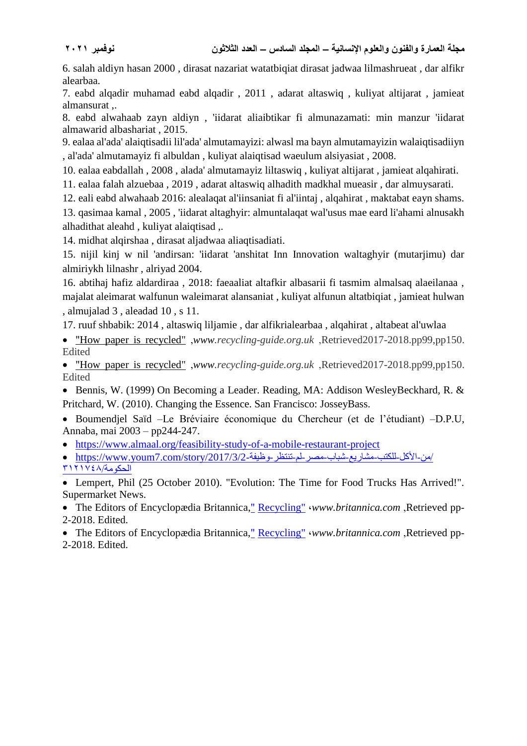6. salah aldiyn hasan 2000 , dirasat nazariat watatbiqiat dirasat jadwaa lilmashrueat , dar alfikr alearbaa.

7. eabd alqadir muhamad eabd alqadir , 2011 , adarat altaswiq , kuliyat altijarat , jamieat almansurat ,.

8. eabd alwahaab zayn aldiyn , 'iidarat aliaibtikar fi almunazamati: min manzur 'iidarat almawarid albashariat , 2015.

9. ealaa al'ada' alaiqtisadii lil'ada' almutamayizi: alwasl ma bayn almutamayizin walaiqtisadiiyn , al'ada' almutamayiz fi albuldan , kuliyat alaiqtisad waeulum alsiyasiat , 2008.

10. ealaa eabdallah , 2008 , alada' almutamayiz liltaswiq , kuliyat altijarat , jamieat alqahirati.

11. ealaa falah alzuebaa , 2019 , adarat altaswiq alhadith madkhal mueasir , dar almuysarati.

12. eali eabd alwahaab 2016: alealaqat al'iinsaniat fi al'iintaj , alqahirat , maktabat eayn shams.

13. qasimaa kamal , 2005 , 'iidarat altaghyir: almuntalaqat wal'usus mae eard li'ahami alnusakh alhadithat aleahd , kuliyat alaiqtisad ,.

14. midhat alqirshaa , dirasat aljadwaa aliaqtisadiati.

15. nijil kinj w nil 'andirsan: 'iidarat 'anshitat Inn Innovation waltaghyir (mutarjimu) dar almiriykh lilnashr , alriyad 2004.

16. abtihaj hafiz aldardiraa , 2018: faeaaliat altafkir albasarii fi tasmim almalsaq alaeilanaa , majalat aleimarat walfunun waleimarat alansaniat , kuliyat alfunun altatbiqiat , jamieat hulwan , almujalad 3 , aleadad 10 , s 11.

17. ruuf shbabik: 2014 , altaswiq liljamie , dar alfikrialearbaa , alqahirat , altabeat al'uwlaa

- "How paper is recycled" ,*www.recycling-guide.org.uk* ,Retrieved2017-2018.pp99,pp150. Edited
- "How paper is recycled" ,*www.recycling-guide.org.uk* ,Retrieved2017-2018.pp99,pp150. Edited
- Bennis, W. (1999) On Becoming a Leader. Reading, MA: Addison WesleyBeckhard, R. & Pritchard, W. (2010). Changing the Essence. San Francisco: JosseyBass.
- Boumendjel Saïd –Le Bréviaire économique du Chercheur (et de l'étudiant) –D.P.U, Annaba, mai 2003 – pp244-247.
- https://www.almaal.org/feasibility-study-of-a-mobile-restaurant-project
- https://www.youm7.com/story/2017/3/2/من-الأكل-للكتب-مشاريع-شباب-مصر-لم-تنتظر-وظيفة-الحكومة/٣١٢١٧٤٨
- Lempert, Phil (25 October 2010). "Evolution: The Time for Food Trucks Has Arrived!". Supermarket News.
- The Editors of Encyclopædia Britannica," Recycling" ،*www.britannica.com* ,Retrieved pp-2-2018. Edited.
- The Editors of Encyclopædia Britannica," Recycling" ،*www.britannica.com* ,Retrieved pp-2-2018. Edited.